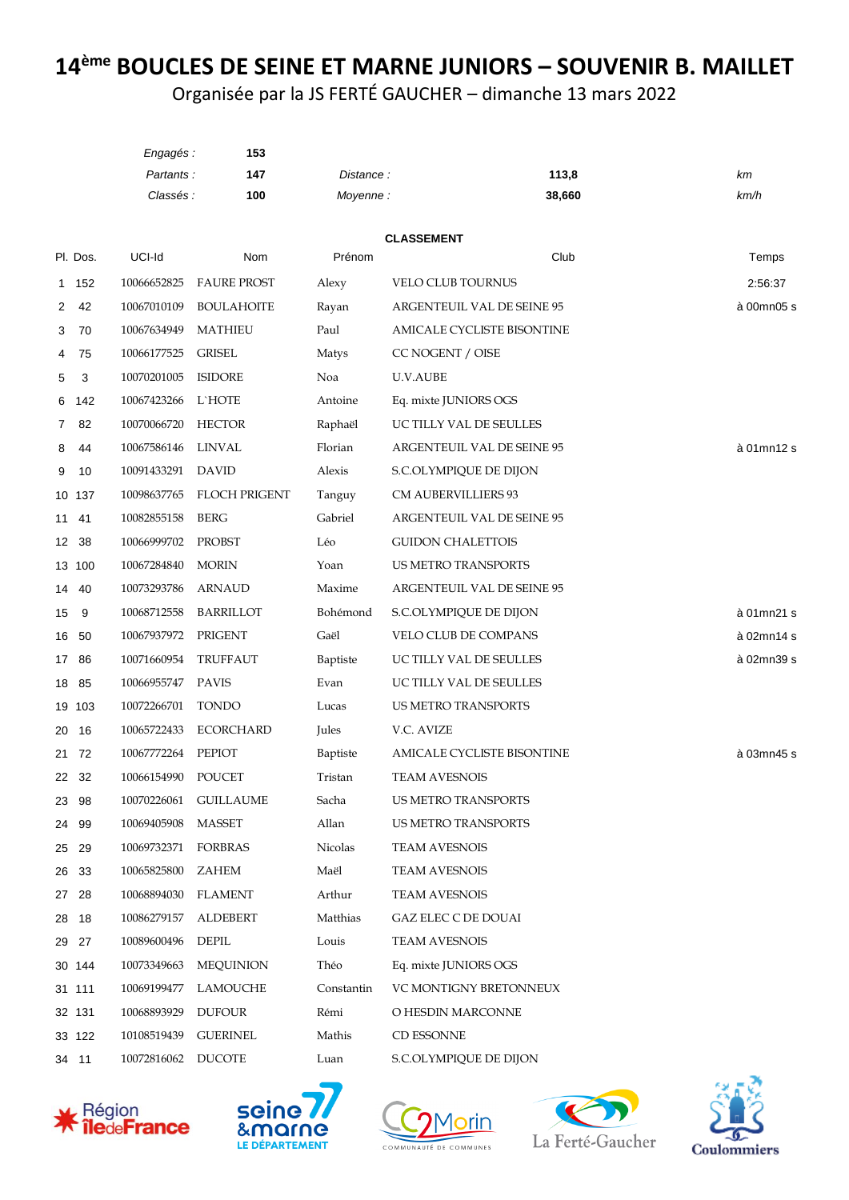# 14ème BOUCLES DE SEINE ET MARNE JUNIORS – SOUVENIR B. MAILLET

Organisée par la JS FERTÉ GAUCHER – dimanche 13 mars 2022

| | | | | |
|---|---|---|---|---|
| *Engagés :* | **153** | | | |
| *Partants :* | **147** | *Distance :* | **113,8** | *km* |
| *Classés :* | **100** | *Moyenne :* | **38,660** | *km/h* |

**CLASSEMENT**

| Pl. | Dos. | UCI-Id | Nom | Prénom | Club | Temps |
|---|---|---|---|---|---|---|
| 1 | 152 | 10066652825 | FAURE PROST | Alexy | VELO CLUB TOURNUS | 2:56:37 |
| 2 | 42 | 10067010109 | BOULAHOITE | Rayan | ARGENTEUIL VAL DE SEINE 95 | à 00mn05 s |
| 3 | 70 | 10067634949 | MATHIEU | Paul | AMICALE CYCLISTE BISONTINE | |
| 4 | 75 | 10066177525 | GRISEL | Matys | CC NOGENT / OISE | |
| 5 | 3 | 10070201005 | ISIDORE | Noa | U.V.AUBE | |
| 6 | 142 | 10067423266 | L`HOTE | Antoine | Eq. mixte JUNIORS OGS | |
| 7 | 82 | 10070066720 | HECTOR | Raphaël | UC TILLY VAL DE SEULLES | |
| 8 | 44 | 10067586146 | LINVAL | Florian | ARGENTEUIL VAL DE SEINE 95 | à 01mn12 s |
| 9 | 10 | 10091433291 | DAVID | Alexis | S.C.OLYMPIQUE DE DIJON | |
| 10 | 137 | 10098637765 | FLOCH PRIGENT | Tanguy | CM AUBERVILLIERS 93 | |
| 11 | 41 | 10082855158 | BERG | Gabriel | ARGENTEUIL VAL DE SEINE 95 | |
| 12 | 38 | 10066999702 | PROBST | Léo | GUIDON CHALETTOIS | |
| 13 | 100 | 10067284840 | MORIN | Yoan | US METRO TRANSPORTS | |
| 14 | 40 | 10073293786 | ARNAUD | Maxime | ARGENTEUIL VAL DE SEINE 95 | |
| 15 | 9 | 10068712558 | BARRILLOT | Bohémond | S.C.OLYMPIQUE DE DIJON | à 01mn21 s |
| 16 | 50 | 10067937972 | PRIGENT | Gaël | VELO CLUB DE COMPANS | à 02mn14 s |
| 17 | 86 | 10071660954 | TRUFFAUT | Baptiste | UC TILLY VAL DE SEULLES | à 02mn39 s |
| 18 | 85 | 10066955747 | PAVIS | Evan | UC TILLY VAL DE SEULLES | |
| 19 | 103 | 10072266701 | TONDO | Lucas | US METRO TRANSPORTS | |
| 20 | 16 | 10065722433 | ECORCHARD | Jules | V.C. AVIZE | |
| 21 | 72 | 10067772264 | PEPIOT | Baptiste | AMICALE CYCLISTE BISONTINE | à 03mn45 s |
| 22 | 32 | 10066154990 | POUCET | Tristan | TEAM AVESNOIS | |
| 23 | 98 | 10070226061 | GUILLAUME | Sacha | US METRO TRANSPORTS | |
| 24 | 99 | 10069405908 | MASSET | Allan | US METRO TRANSPORTS | |
| 25 | 29 | 10069732371 | FORBRAS | Nicolas | TEAM AVESNOIS | |
| 26 | 33 | 10065825800 | ZAHEM | Maël | TEAM AVESNOIS | |
| 27 | 28 | 10068894030 | FLAMENT | Arthur | TEAM AVESNOIS | |
| 28 | 18 | 10086279157 | ALDEBERT | Matthias | GAZ ELEC C DE DOUAI | |
| 29 | 27 | 10089600496 | DEPIL | Louis | TEAM AVESNOIS | |
| 30 | 144 | 10073349663 | MEQUINION | Théo | Eq. mixte JUNIORS OGS | |
| 31 | 111 | 10069199477 | LAMOUCHE | Constantin | VC MONTIGNY BRETONNEUX | |
| 32 | 131 | 10068893929 | DUFOUR | Rémi | O HESDIN MARCONNE | |
| 33 | 122 | 10108519439 | GUERINEL | Mathis | CD ESSONNE | |
| 34 | 11 | 10072816062 | DUCOTE | Luan | S.C.OLYMPIQUE DE DIJON | |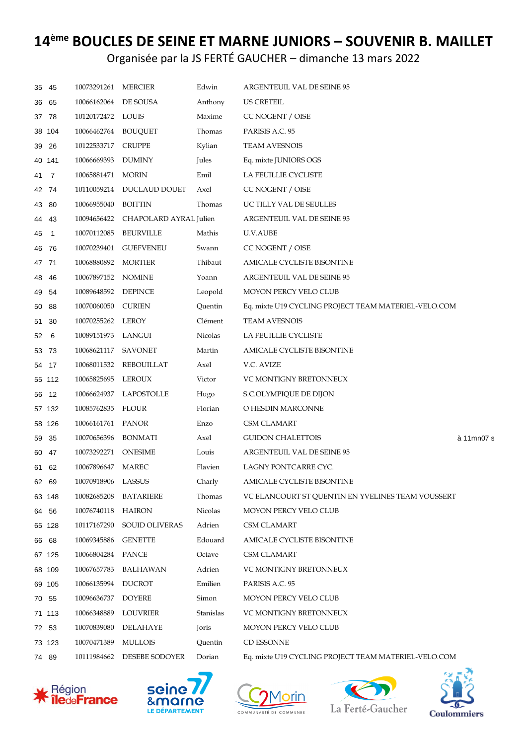# 14[ème] BOUCLES DE SEINE ET MARNE JUNIORS – SOUVENIR B. MAILLET

Organisée par la JS FERTÉ GAUCHER – dimanche 13 mars 2022

| | | | | | | |
|---|---|---|---|---|---|---|
| 35 | 45 | 10073291261 | MERCIER | Edwin | ARGENTEUIL VAL DE SEINE 95 | |
| 36 | 65 | 10066162064 | DE SOUSA | Anthony | US CRETEIL | |
| 37 | 78 | 10120172472 | LOUIS | Maxime | CC NOGENT / OISE | |
| 38 | 104 | 10066462764 | BOUQUET | Thomas | PARISIS A.C. 95 | |
| 39 | 26 | 10122533717 | CRUPPE | Kylian | TEAM AVESNOIS | |
| 40 | 141 | 10066669393 | DUMINY | Jules | Eq. mixte JUNIORS OGS | |
| 41 | 7 | 10065881471 | MORIN | Emil | LA FEUILLIE CYCLISTE | |
| 42 | 74 | 10110059214 | DUCLAUD DOUET | Axel | CC NOGENT / OISE | |
| 43 | 80 | 10066955040 | BOITTIN | Thomas | UC TILLY VAL DE SEULLES | |
| 44 | 43 | 10094656422 | CHAPOLARD AYRAL | Julien | ARGENTEUIL VAL DE SEINE 95 | |
| 45 | 1 | 10070112085 | BEURVILLE | Mathis | U.V.AUBE | |
| 46 | 76 | 10070239401 | GUEFVENEU | Swann | CC NOGENT / OISE | |
| 47 | 71 | 10068880892 | MORTIER | Thibaut | AMICALE CYCLISTE BISONTINE | |
| 48 | 46 | 10067897152 | NOMINE | Yoann | ARGENTEUIL VAL DE SEINE 95 | |
| 49 | 54 | 10089648592 | DEPINCE | Leopold | MOYON PERCY VELO CLUB | |
| 50 | 88 | 10070060050 | CURIEN | Quentin | Eq. mixte U19 CYCLING PROJECT TEAM MATERIEL-VELO.COM | |
| 51 | 30 | 10070255262 | LEROY | Clément | TEAM AVESNOIS | |
| 52 | 6 | 10089151973 | LANGUI | Nicolas | LA FEUILLIE CYCLISTE | |
| 53 | 73 | 10068621117 | SAVONET | Martin | AMICALE CYCLISTE BISONTINE | |
| 54 | 17 | 10068011532 | REBOUILLAT | Axel | V.C. AVIZE | |
| 55 | 112 | 10065825695 | LEROUX | Victor | VC MONTIGNY BRETONNEUX | |
| 56 | 12 | 10066624937 | LAPOSTOLLE | Hugo | S.C.OLYMPIQUE DE DIJON | |
| 57 | 132 | 10085762835 | FLOUR | Florian | O HESDIN MARCONNE | |
| 58 | 126 | 10066161761 | PANOR | Enzo | CSM CLAMART | |
| 59 | 35 | 10070656396 | BONMATI | Axel | GUIDON CHALETTOIS | à 11mn07 s |
| 60 | 47 | 10073292271 | ONESIME | Louis | ARGENTEUIL VAL DE SEINE 95 | |
| 61 | 62 | 10067896647 | MAREC | Flavien | LAGNY PONTCARRE CYC. | |
| 62 | 69 | 10070918906 | LASSUS | Charly | AMICALE CYCLISTE BISONTINE | |
| 63 | 148 | 10082685208 | BATARIERE | Thomas | VC ELANCOURT ST QUENTIN EN YVELINES TEAM VOUSSERT | |
| 64 | 56 | 10076740118 | HAIRON | Nicolas | MOYON PERCY VELO CLUB | |
| 65 | 128 | 10117167290 | SOUID OLIVERAS | Adrien | CSM CLAMART | |
| 66 | 68 | 10069345886 | GENETTE | Edouard | AMICALE CYCLISTE BISONTINE | |
| 67 | 125 | 10066804284 | PANCE | Octave | CSM CLAMART | |
| 68 | 109 | 10067657783 | BALHAWAN | Adrien | VC MONTIGNY BRETONNEUX | |
| 69 | 105 | 10066135994 | DUCROT | Emilien | PARISIS A.C. 95 | |
| 70 | 55 | 10096636737 | DOYERE | Simon | MOYON PERCY VELO CLUB | |
| 71 | 113 | 10066348889 | LOUVRIER | Stanislas | VC MONTIGNY BRETONNEUX | |
| 72 | 53 | 10070839080 | DELAHAYE | Joris | MOYON PERCY VELO CLUB | |
| 73 | 123 | 10070471389 | MULLOIS | Quentin | CD ESSONNE | |
| 74 | 89 | 10111984662 | DESEBE SODOYER | Dorian | Eq. mixte U19 CYCLING PROJECT TEAM MATERIEL-VELO.COM | |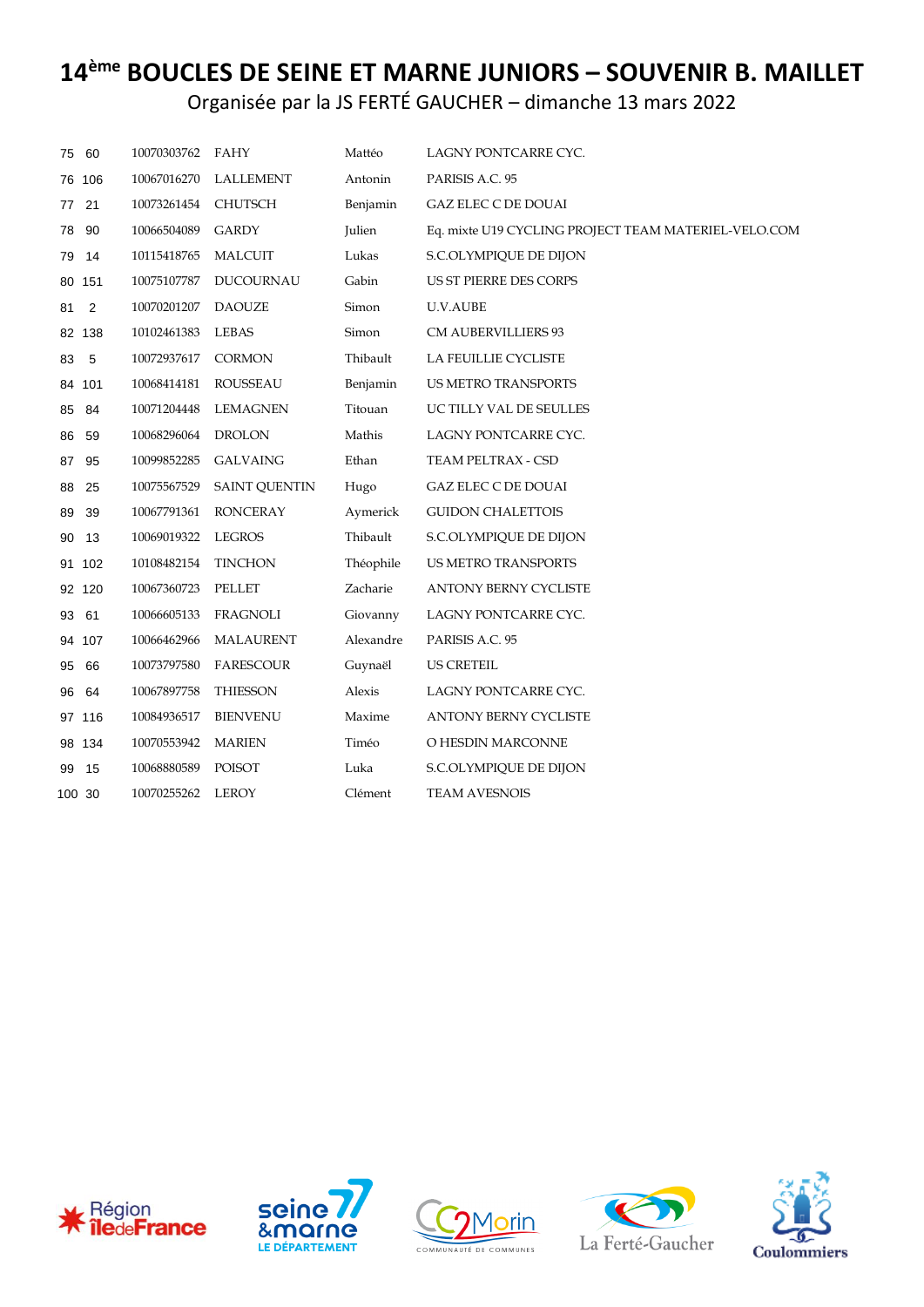# 14ème BOUCLES DE SEINE ET MARNE JUNIORS – SOUVENIR B. MAILLET

Organisée par la JS FERTÉ GAUCHER – dimanche 13 mars 2022

| | | | | | |
|---|---|---|---|---|---|
| 75 | 60 | 10070303762 | FAHY | Mattéo | LAGNY PONTCARRE CYC. |
| 76 | 106 | 10067016270 | LALLEMENT | Antonin | PARISIS A.C. 95 |
| 77 | 21 | 10073261454 | CHUTSCH | Benjamin | GAZ ELEC C DE DOUAI |
| 78 | 90 | 10066504089 | GARDY | Julien | Eq. mixte U19 CYCLING PROJECT TEAM MATERIEL-VELO.COM |
| 79 | 14 | 10115418765 | MALCUIT | Lukas | S.C.OLYMPIQUE DE DIJON |
| 80 | 151 | 10075107787 | DUCOURNAU | Gabin | US ST PIERRE DES CORPS |
| 81 | 2 | 10070201207 | DAOUZE | Simon | U.V.AUBE |
| 82 | 138 | 10102461383 | LEBAS | Simon | CM AUBERVILLIERS 93 |
| 83 | 5 | 10072937617 | CORMON | Thibault | LA FEUILLIE CYCLISTE |
| 84 | 101 | 10068414181 | ROUSSEAU | Benjamin | US METRO TRANSPORTS |
| 85 | 84 | 10071204448 | LEMAGNEN | Titouan | UC TILLY VAL DE SEULLES |
| 86 | 59 | 10068296064 | DROLON | Mathis | LAGNY PONTCARRE CYC. |
| 87 | 95 | 10099852285 | GALVAING | Ethan | TEAM PELTRAX - CSD |
| 88 | 25 | 10075567529 | SAINT QUENTIN | Hugo | GAZ ELEC C DE DOUAI |
| 89 | 39 | 10067791361 | RONCERAY | Aymerick | GUIDON CHALETTOIS |
| 90 | 13 | 10069019322 | LEGROS | Thibault | S.C.OLYMPIQUE DE DIJON |
| 91 | 102 | 10108482154 | TINCHON | Théophile | US METRO TRANSPORTS |
| 92 | 120 | 10067360723 | PELLET | Zacharie | ANTONY BERNY CYCLISTE |
| 93 | 61 | 10066605133 | FRAGNOLI | Giovanny | LAGNY PONTCARRE CYC. |
| 94 | 107 | 10066462966 | MALAURENT | Alexandre | PARISIS A.C. 95 |
| 95 | 66 | 10073797580 | FARESCOUR | Guynaël | US CRETEIL |
| 96 | 64 | 10067897758 | THIESSON | Alexis | LAGNY PONTCARRE CYC. |
| 97 | 116 | 10084936517 | BIENVENU | Maxime | ANTONY BERNY CYCLISTE |
| 98 | 134 | 10070553942 | MARIEN | Timéo | O HESDIN MARCONNE |
| 99 | 15 | 10068880589 | POISOT | Luka | S.C.OLYMPIQUE DE DIJON |
| 100 | 30 | 10070255262 | LEROY | Clément | TEAM AVESNOIS |